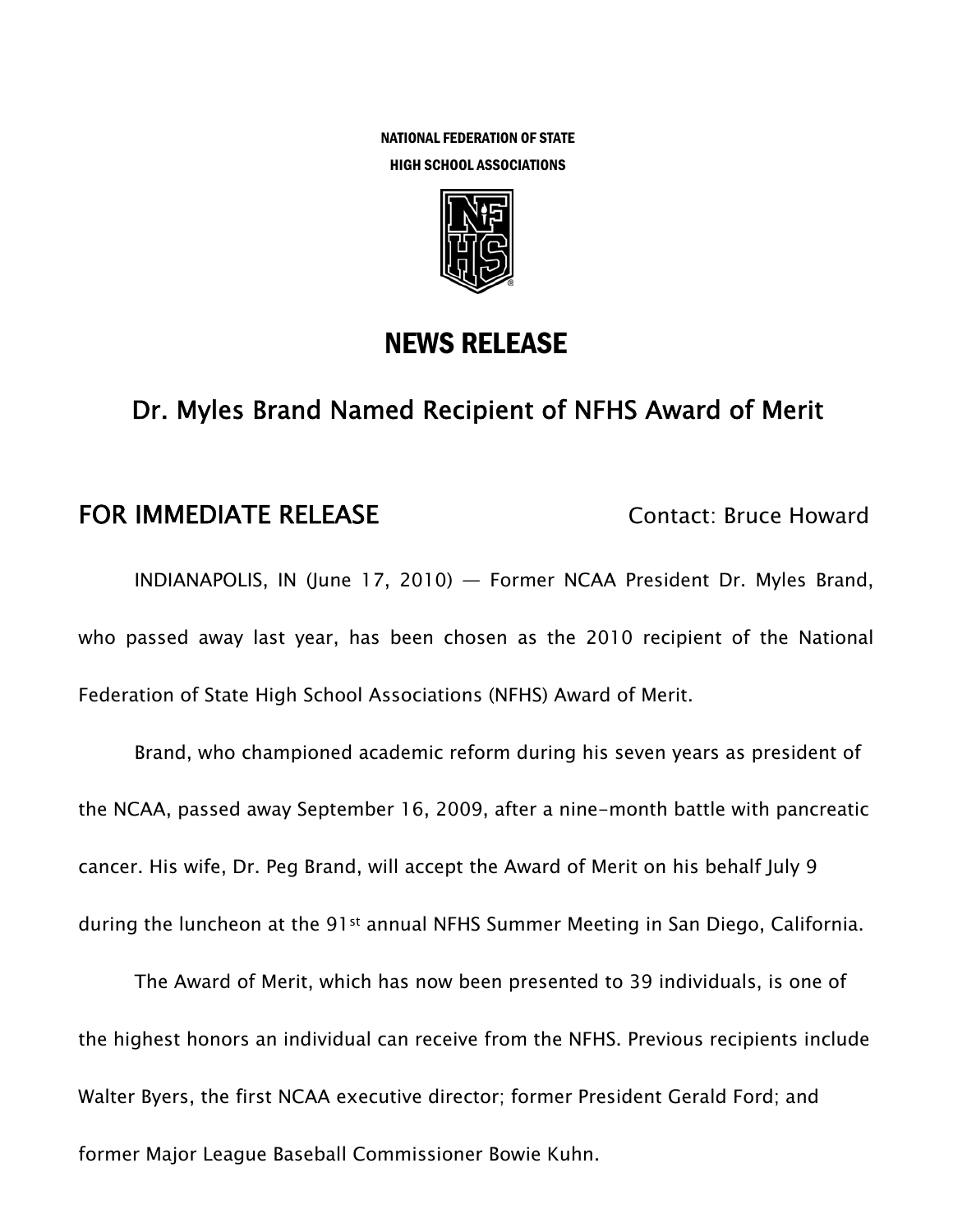NATIONAL FEDERATION OF STATE

HIGH SCHOOL ASSOCIATIONS

# NEWS RELEASE

## Dr. Myles Brand Named Recipient of NFHS Award of Merit

**FOR IMMEDIATE RELEASE** Contact: Bruce Howard

INDIANAPOLIS, IN (June 17, 2010) — Former NCAA President Dr. Myles Brand, who passed away last year, has been chosen as the 2010 recipient of the National Federation of State High School Associations (NFHS) Award of Merit.

Brand, who championed academic reform during his seven years as president of the NCAA, passed away September 16, 2009, after a nine-month battle with pancreatic cancer. His wife, Dr. Peg Brand, will accept the Award of Merit on his behalf July 9 during the luncheon at the 91st annual NFHS Summer Meeting in San Diego, California.

The Award of Merit, which has now been presented to 39 individuals, is one of the highest honors an individual can receive from the NFHS. Previous recipients include Walter Byers, the first NCAA executive director; former President Gerald Ford; and former Major League Baseball Commissioner Bowie Kuhn.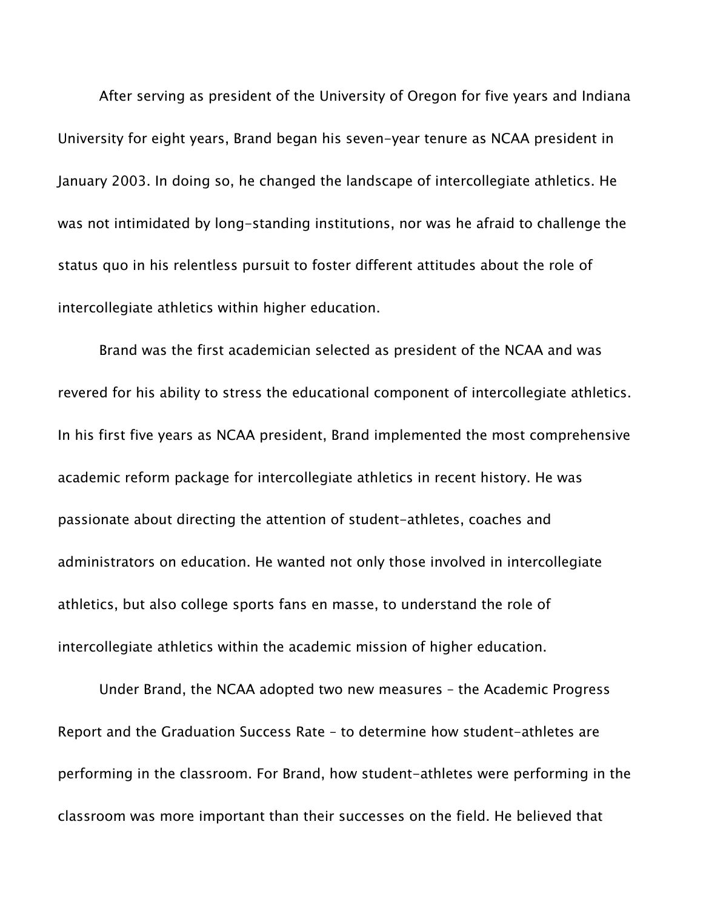After serving as president of the University of Oregon for five years and Indiana University for eight years, Brand began his seven-year tenure as NCAA president in January 2003. In doing so, he changed the landscape of intercollegiate athletics. He was not intimidated by long-standing institutions, nor was he afraid to challenge the status quo in his relentless pursuit to foster different attitudes about the role of intercollegiate athletics within higher education.

Brand was the first academician selected as president of the NCAA and was revered for his ability to stress the educational component of intercollegiate athletics. In his first five years as NCAA president, Brand implemented the most comprehensive academic reform package for intercollegiate athletics in recent history. He was passionate about directing the attention of student-athletes, coaches and administrators on education. He wanted not only those involved in intercollegiate athletics, but also college sports fans en masse, to understand the role of intercollegiate athletics within the academic mission of higher education.

Under Brand, the NCAA adopted two new measures – the Academic Progress Report and the Graduation Success Rate – to determine how student-athletes are performing in the classroom. For Brand, how student-athletes were performing in the classroom was more important than their successes on the field. He believed that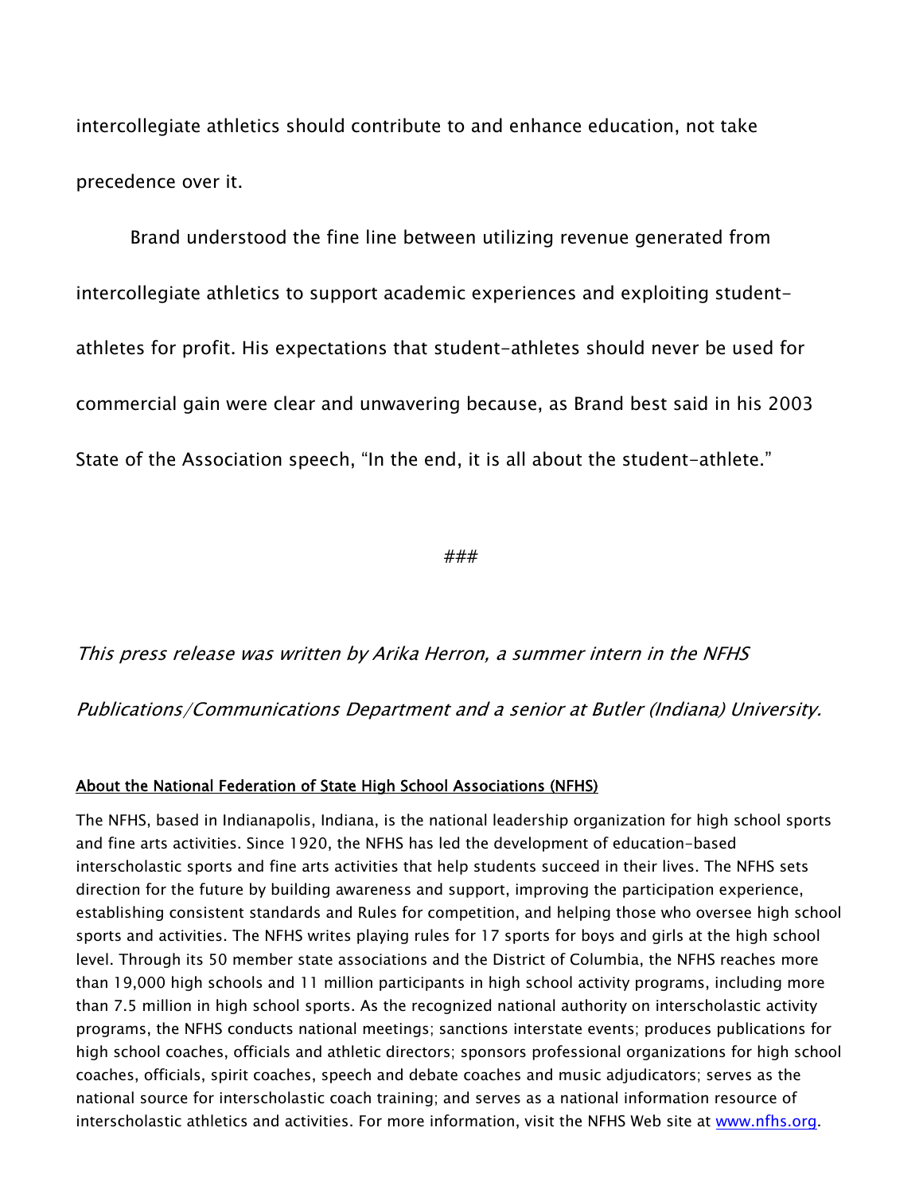intercollegiate athletics should contribute to and enhance education, not take precedence over it.

Brand understood the fine line between utilizing revenue generated from intercollegiate athletics to support academic experiences and exploiting student-athletes for profit. His expectations that student-athletes should never be used for commercial gain were clear and unwavering because, as Brand best said in his 2003 State of the Association speech, "In the end, it is all about the student-athlete."

###

*This press release was written by Arika Herron, a summer intern in the NFHS Publications/Communications Department and a senior at Butler (Indiana) University.*

**About the National Federation of State High School Associations (NFHS)**

The NFHS, based in Indianapolis, Indiana, is the national leadership organization for high school sports and fine arts activities. Since 1920, the NFHS has led the development of education-based interscholastic sports and fine arts activities that help students succeed in their lives. The NFHS sets direction for the future by building awareness and support, improving the participation experience, establishing consistent standards and Rules for competition, and helping those who oversee high school sports and activities. The NFHS writes playing rules for 17 sports for boys and girls at the high school level. Through its 50 member state associations and the District of Columbia, the NFHS reaches more than 19,000 high schools and 11 million participants in high school activity programs, including more than 7.5 million in high school sports. As the recognized national authority on interscholastic activity programs, the NFHS conducts national meetings; sanctions interstate events; produces publications for high school coaches, officials and athletic directors; sponsors professional organizations for high school coaches, officials, spirit coaches, speech and debate coaches and music adjudicators; serves as the national source for interscholastic coach training; and serves as a national information resource of interscholastic athletics and activities. For more information, visit the NFHS Web site at www.nfhs.org.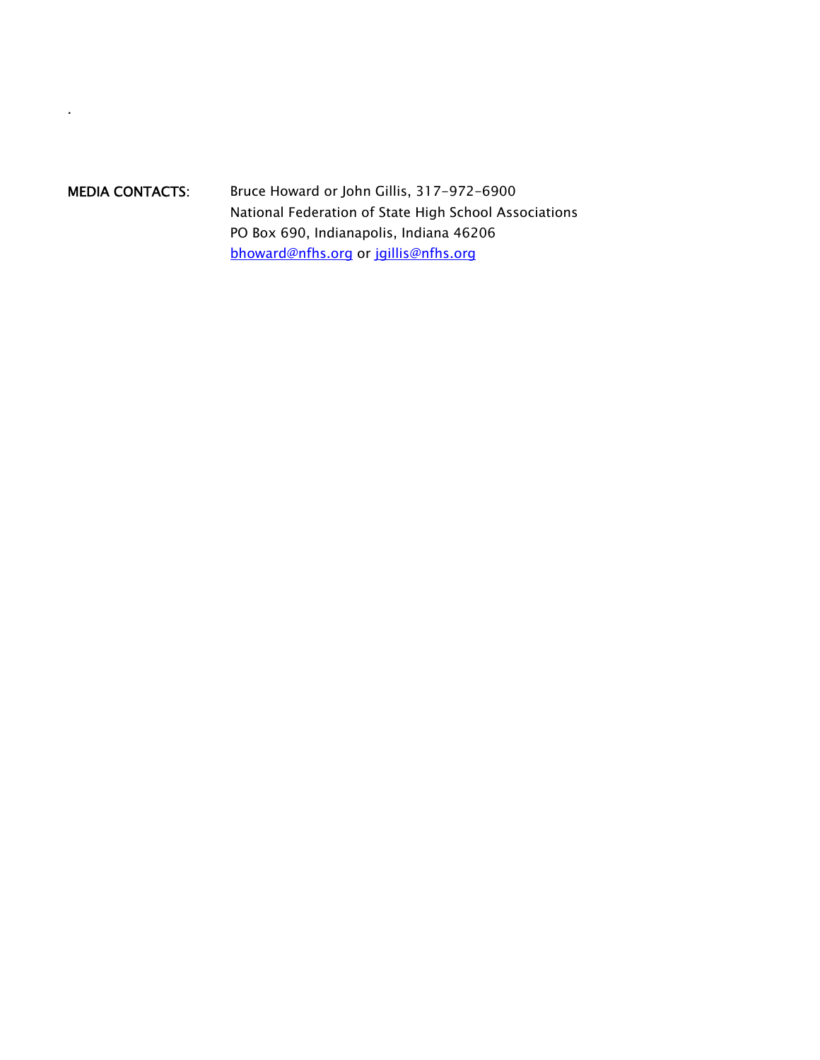.

**MEDIA CONTACTS**: Bruce Howard or John Gillis, 317-972-6900
National Federation of State High School Associations
PO Box 690, Indianapolis, Indiana 46206
bhoward@nfhs.org or jgillis@nfhs.org